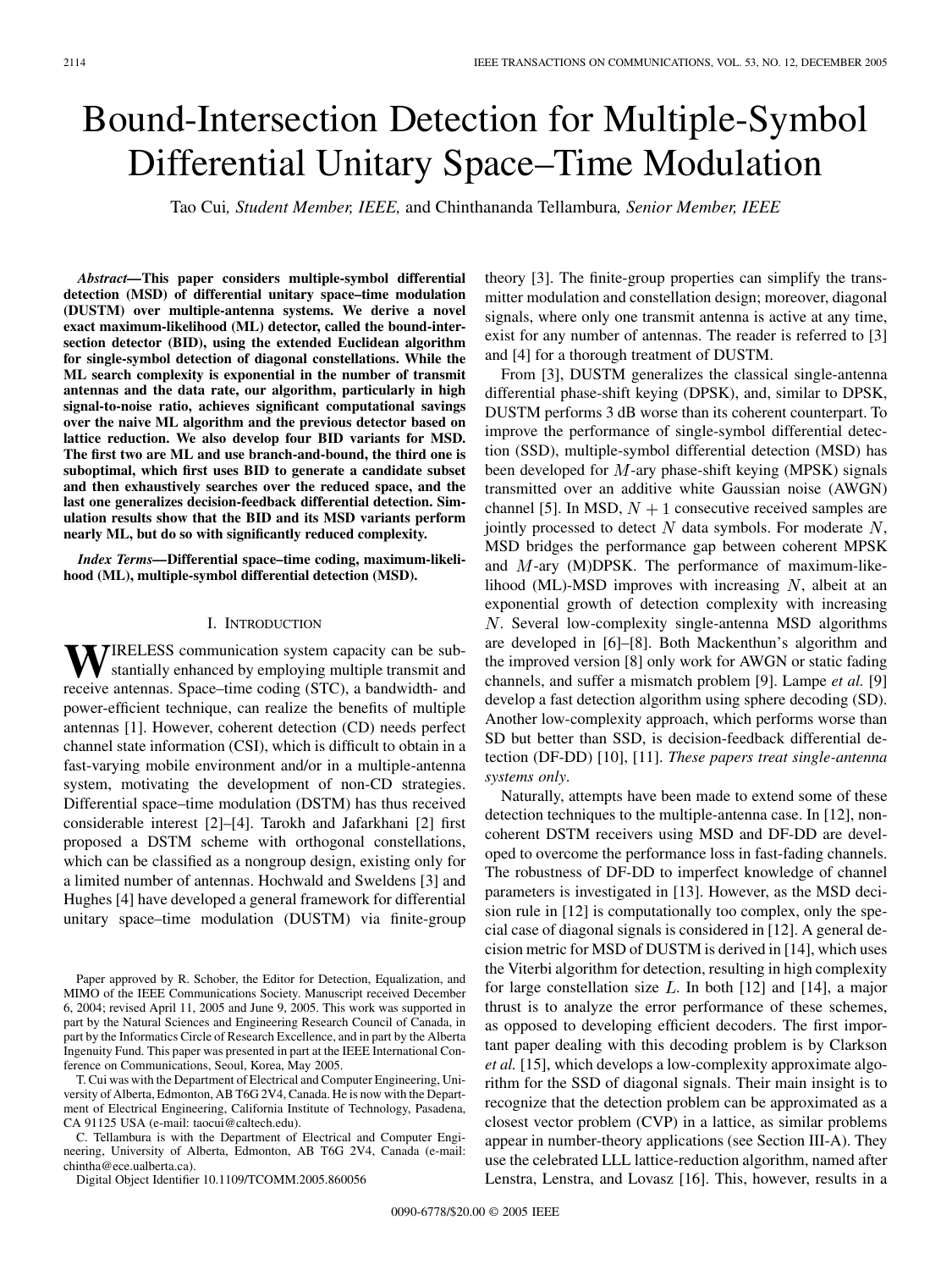# Bound-Intersection Detection for Multiple-Symbol Differential Unitary Space–Time Modulation

Tao Cui, *Student Member, IEEE,* and Chinthananda Tellambura, *Senior Member, IEEE*

***Abstract*—This paper considers multiple-symbol differential detection (MSD) of differential unitary space–time modulation (DUSTM) over multiple-antenna systems. We derive a novel exact maximum-likelihood (ML) detector, called the bound-intersection detector (BID), using the extended Euclidean algorithm for single-symbol detection of diagonal constellations. While the ML search complexity is exponential in the number of transmit antennas and the data rate, our algorithm, particularly in high signal-to-noise ratio, achieves significant computational savings over the naive ML algorithm and the previous detector based on lattice reduction. We also develop four BID variants for MSD. The first two are ML and use branch-and-bound, the third one is suboptimal, which first uses BID to generate a candidate subset and then exhaustively searches over the reduced space, and the last one generalizes decision-feedback differential detection. Simulation results show that the BID and its MSD variants perform nearly ML, but do so with significantly reduced complexity.**

***Index Terms*—Differential space–time coding, maximum-likelihood (ML), multiple-symbol differential detection (MSD).**

## I. INTRODUCTION

Wireless communication system capacity can be substantially enhanced by employing multiple transmit and receive antennas. Space–time coding (STC), a bandwidth- and power-efficient technique, can realize the benefits of multiple antennas [1]. However, coherent detection (CD) needs perfect channel state information (CSI), which is difficult to obtain in a fast-varying mobile environment and/or in a multiple-antenna system, motivating the development of non-CD strategies. Differential space–time modulation (DSTM) has thus received considerable interest [2]–[4]. Tarokh and Jafarkhani [2] first proposed a DSTM scheme with orthogonal constellations, which can be classified as a nongroup design, existing only for a limited number of antennas. Hochwald and Sweldens [3] and Hughes [4] have developed a general framework for differential unitary space–time modulation (DUSTM) via finite-group theory [3]. The finite-group properties can simplify the transmitter modulation and constellation design; moreover, diagonal signals, where only one transmit antenna is active at any time, exist for any number of antennas. The reader is referred to [3] and [4] for a thorough treatment of DUSTM.

From [3], DUSTM generalizes the classical single-antenna differential phase-shift keying (DPSK), and, similar to DPSK, DUSTM performs 3 dB worse than its coherent counterpart. To improve the performance of single-symbol differential detection (SSD), multiple-symbol differential detection (MSD) has been developed for $M$-ary phase-shift keying (MPSK) signals transmitted over an additive white Gaussian noise (AWGN) channel [5]. In MSD, $N+1$ consecutive received samples are jointly processed to detect $N$ data symbols. For moderate $N$, MSD bridges the performance gap between coherent MPSK and $M$-ary (M)DPSK. The performance of maximum-likelihood (ML)-MSD improves with increasing $N$, albeit at an exponential growth of detection complexity with increasing $N$. Several low-complexity single-antenna MSD algorithms are developed in [6]–[8]. Both Mackenthun's algorithm and the improved version [8] only work for AWGN or static fading channels, and suffer a mismatch problem [9]. Lampe *et al.* [9] develop a fast detection algorithm using sphere decoding (SD). Another low-complexity approach, which performs worse than SD but better than SSD, is decision-feedback differential detection (DF-DD) [10], [11]. *These papers treat single-antenna systems only*.

Naturally, attempts have been made to extend some of these detection techniques to the multiple-antenna case. In [12], noncoherent DSTM receivers using MSD and DF-DD are developed to overcome the performance loss in fast-fading channels. The robustness of DF-DD to imperfect knowledge of channel parameters is investigated in [13]. However, as the MSD decision rule in [12] is computationally too complex, only the special case of diagonal signals is considered in [12]. A general decision metric for MSD of DUSTM is derived in [14], which uses the Viterbi algorithm for detection, resulting in high complexity for large constellation size $L$. In both [12] and [14], a major thrust is to analyze the error performance of these schemes, as opposed to developing efficient decoders. The first important paper dealing with this decoding problem is by Clarkson *et al.* [15], which develops a low-complexity approximate algorithm for the SSD of diagonal signals. Their main insight is to recognize that the detection problem can be approximated as a closest vector problem (CVP) in a lattice, as similar problems appear in number-theory applications (see Section III-A). They use the celebrated LLL lattice-reduction algorithm, named after Lenstra, Lenstra, and Lovasz [16]. This, however, results in a

Paper approved by R. Schober, the Editor for Detection, Equalization, and MIMO of the IEEE Communications Society. Manuscript received December 6, 2004; revised April 11, 2005 and June 9, 2005. This work was supported in part by the Natural Sciences and Engineering Research Council of Canada, in part by the Informatics Circle of Research Excellence, and in part by the Alberta Ingenuity Fund. This paper was presented in part at the IEEE International Conference on Communications, Seoul, Korea, May 2005.

T. Cui was with the Department of Electrical and Computer Engineering, University of Alberta, Edmonton, AB T6G 2V4, Canada. He is now with the Department of Electrical Engineering, California Institute of Technology, Pasadena, CA 91125 USA (e-mail: taocui@caltech.edu).

C. Tellambura is with the Department of Electrical and Computer Engineering, University of Alberta, Edmonton, AB T6G 2V4, Canada (e-mail: chintha@ece.ualberta.ca).

Digital Object Identifier 10.1109/TCOMM.2005.860056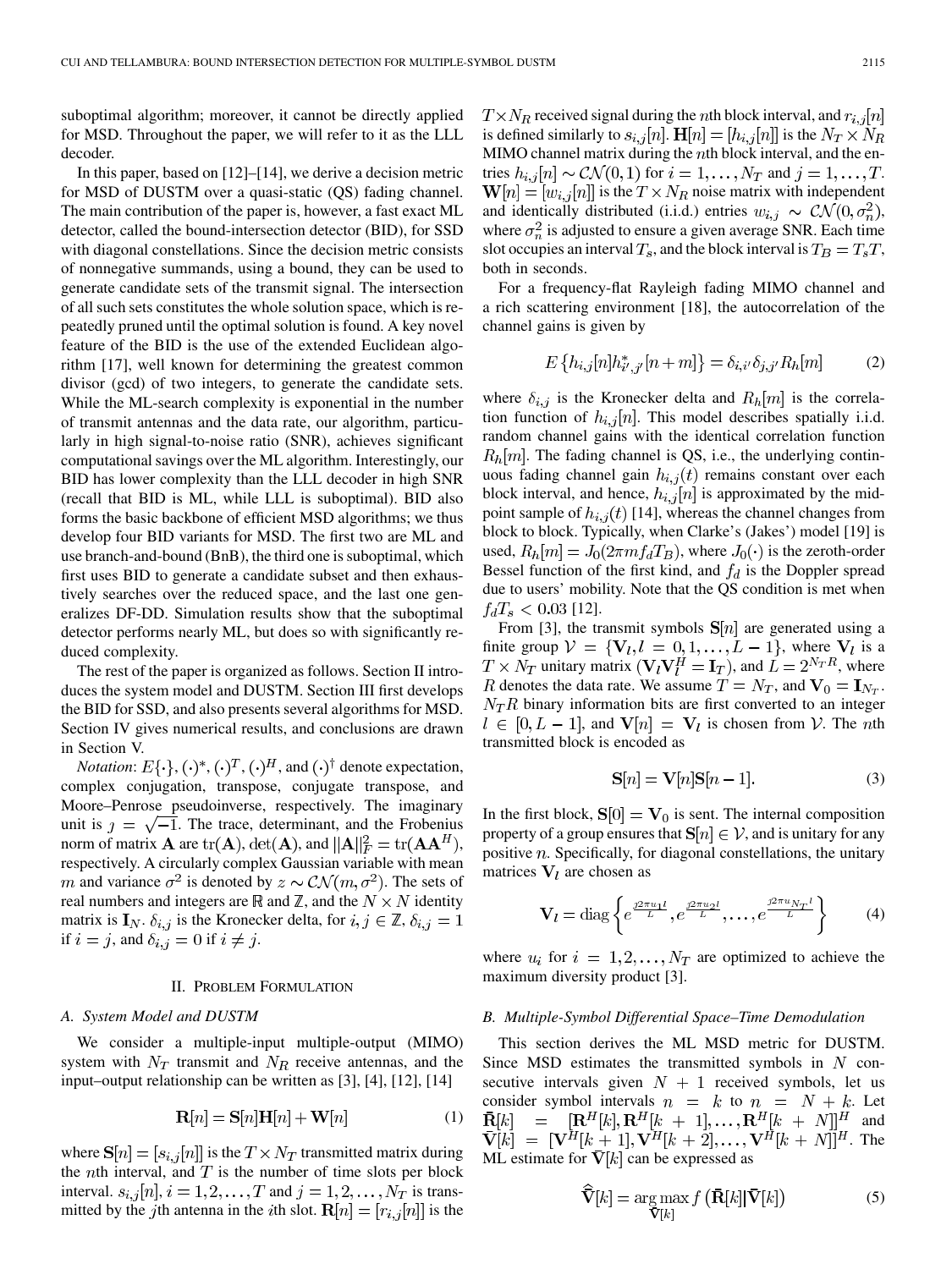suboptimal algorithm; moreover, it cannot be directly applied for MSD. Throughout the paper, we will refer to it as the LLL decoder.

In this paper, based on [12]–[14], we derive a decision metric for MSD of DUSTM over a quasi-static (QS) fading channel. The main contribution of the paper is, however, a fast exact ML detector, called the bound-intersection detector (BID), for SSD with diagonal constellations. Since the decision metric consists of nonnegative summands, using a bound, they can be used to generate candidate sets of the transmit signal. The intersection of all such sets constitutes the whole solution space, which is repeatedly pruned until the optimal solution is found. A key novel feature of the BID is the use of the extended Euclidean algorithm [17], well known for determining the greatest common divisor (gcd) of two integers, to generate the candidate sets. While the ML-search complexity is exponential in the number of transmit antennas and the data rate, our algorithm, particularly in high signal-to-noise ratio (SNR), achieves significant computational savings over the ML algorithm. Interestingly, our BID has lower complexity than the LLL decoder in high SNR (recall that BID is ML, while LLL is suboptimal). BID also forms the basic backbone of efficient MSD algorithms; we thus develop four BID variants for MSD. The first two are ML and use branch-and-bound (BnB), the third one is suboptimal, which first uses BID to generate a candidate subset and then exhaustively searches over the reduced space, and the last one generalizes DF-DD. Simulation results show that the suboptimal detector performs nearly ML, but does so with significantly reduced complexity.

The rest of the paper is organized as follows. Section II introduces the system model and DUSTM. Section III first develops the BID for SSD, and also presents several algorithms for MSD. Section IV gives numerical results, and conclusions are drawn in Section V.

*Notation*: $E\{\cdot\}$, $(\cdot)^*$, $(\cdot)^T$, $(\cdot)^H$, and $(\cdot)^\dagger$ denote expectation, complex conjugation, transpose, conjugate transpose, and Moore–Penrose pseudoinverse, respectively. The imaginary unit is $\jmath = \sqrt{-1}$. The trace, determinant, and the Frobenius norm of matrix $\mathbf{A}$ are $\mathrm{tr}(\mathbf{A})$, $\det(\mathbf{A})$, and $\|\mathbf{A}\|_F^2 = \mathrm{tr}(\mathbf{A}\mathbf{A}^H)$, respectively. A circularly complex Gaussian variable with mean $m$ and variance $\sigma^2$ is denoted by $z \sim \mathcal{CN}(m, \sigma^2)$. The sets of real numbers and integers are $\mathbb{R}$ and $\mathbb{Z}$, and the $N \times N$ identity matrix is $\mathbf{I}_N$. $\delta_{i,j}$ is the Kronecker delta, for $i, j \in \mathbb{Z}$, $\delta_{i,j} = 1$ if $i = j$, and $\delta_{i,j} = 0$ if $i \neq j$.

## II. Problem Formulation

### A. System Model and DUSTM

We consider a multiple-input multiple-output (MIMO) system with $N_T$ transmit and $N_R$ receive antennas, and the input–output relationship can be written as [3], [4], [12], [14]

$$\mathbf{R}[n] = \mathbf{S}[n]\mathbf{H}[n] + \mathbf{W}[n] \tag{1}$$

where $\mathbf{S}[n] = [s_{i,j}[n]]$ is the $T \times N_T$ transmitted matrix during the $n$th interval, and $T$ is the number of time slots per block interval. $s_{i,j}[n]$, $i = 1, 2, \ldots, T$ and $j = 1, 2, \ldots, N_T$ is transmitted by the $j$th antenna in the $i$th slot. $\mathbf{R}[n] = [r_{i,j}[n]]$ is the $T \times N_R$ received signal during the $n$th block interval, and $r_{i,j}[n]$ is defined similarly to $s_{i,j}[n]$. $\mathbf{H}[n] = [h_{i,j}[n]]$ is the $N_T \times N_R$ MIMO channel matrix during the $n$th block interval, and the entries $h_{i,j}[n] \sim \mathcal{CN}(0, 1)$ for $i = 1, \ldots, N_T$ and $j = 1, 2, \ldots, T$. $\mathbf{W}[n] = [w_{i,j}[n]]$ is the $T \times N_R$ noise matrix with independent and identically distributed (i.i.d.) entries $w_{i,j} \sim \mathcal{CN}(0, \sigma_n^2)$, where $\sigma_n^2$ is adjusted to ensure a given average SNR. Each time slot occupies an interval $T_s$, and the block interval is $T_B = T_s T$, both in seconds.

For a frequency-flat Rayleigh fading MIMO channel and a rich scattering environment [18], the autocorrelation of the channel gains is given by

$$E\left\{h_{i,j}[n]h_{i',j'}^*[n+m]\right\} = \delta_{i,i'}\delta_{j,j'}R_h[m] \tag{2}$$

where $\delta_{i,j}$ is the Kronecker delta and $R_h[m]$ is the correlation function of $h_{i,j}[n]$. This model describes spatially i.i.d. random channel gains with the identical correlation function $R_h[m]$. The fading channel is QS, i.e., the underlying continuous fading channel gain $h_{i,j}(t)$ remains constant over each block interval, and hence, $h_{i,j}[n]$ is approximated by the mid-point sample of $h_{i,j}(t)$ [14], whereas the channel changes from block to block. Typically, when Clarke's (Jakes') model [19] is used, $R_h[m] = J_0(2\pi m f_d T_B)$, where $J_0(\cdot)$ is the zeroth-order Bessel function of the first kind, and $f_d$ is the Doppler spread due to users' mobility. Note that the QS condition is met when $f_d T_s < 0.03$ [12].

From [3], the transmit symbols $\mathbf{S}[n]$ are generated using a finite group $\mathcal{V} = \{\mathbf{V}_l, l = 0, 1, \ldots, L-1\}$, where $\mathbf{V}_l$ is a $T \times N_T$ unitary matrix ($\mathbf{V}_l\mathbf{V}_l^H = \mathbf{I}_T$), and $L = 2^{N_T R}$, where $R$ denotes the data rate. We assume $T = N_T$, and $\mathbf{V}_0 = \mathbf{I}_{N_T}$. $N_T R$ binary information bits are first converted to an integer $l \in [0, L-1]$, and $\mathbf{V}[n] = \mathbf{V}_l$ is chosen from $\mathcal{V}$. The $n$th transmitted block is encoded as

$$\mathbf{S}[n] = \mathbf{V}[n]\mathbf{S}[n-1]. \tag{3}$$

In the first block, $\mathbf{S}[0] = \mathbf{V}_0$ is sent. The internal composition property of a group ensures that $\mathbf{S}[n] \in \mathcal{V}$, and is unitary for any positive $n$. Specifically, for diagonal constellations, the unitary matrices $\mathbf{V}_l$ are chosen as

$$\mathbf{V}_l = \mathrm{diag}\left\{e^{\frac{\jmath 2\pi u_1 l}{L}}, e^{\frac{\jmath 2\pi u_2 l}{L}}, \ldots, e^{\frac{\jmath 2\pi u_{N_T} l}{L}}\right\} \tag{4}$$

where $u_i$ for $i = 1, 2, \ldots, N_T$ are optimized to achieve the maximum diversity product [3].

### B. Multiple-Symbol Differential Space–Time Demodulation

This section derives the ML MSD metric for DUSTM. Since MSD estimates the transmitted symbols in $N$ consecutive intervals given $N+1$ received symbols, let us consider symbol intervals $n = k$ to $n = N + k$. Let $\bar{\mathbf{R}}[k] = [\mathbf{R}^H[k], \mathbf{R}^H[k+1], \ldots, \mathbf{R}^H[k+N]]^H$ and $\bar{\mathbf{V}}[k] = [\mathbf{V}^H[k+1], \mathbf{V}^H[k+2], \ldots, \mathbf{V}^H[k+N]]^H$. The ML estimate for $\bar{\mathbf{V}}[k]$ can be expressed as

$$\hat{\bar{\mathbf{V}}}[k] = \arg\max_{\bar{\mathbf{V}}[k]} f\left(\bar{\mathbf{R}}[k]|\bar{\mathbf{V}}[k]\right) \tag{5}$$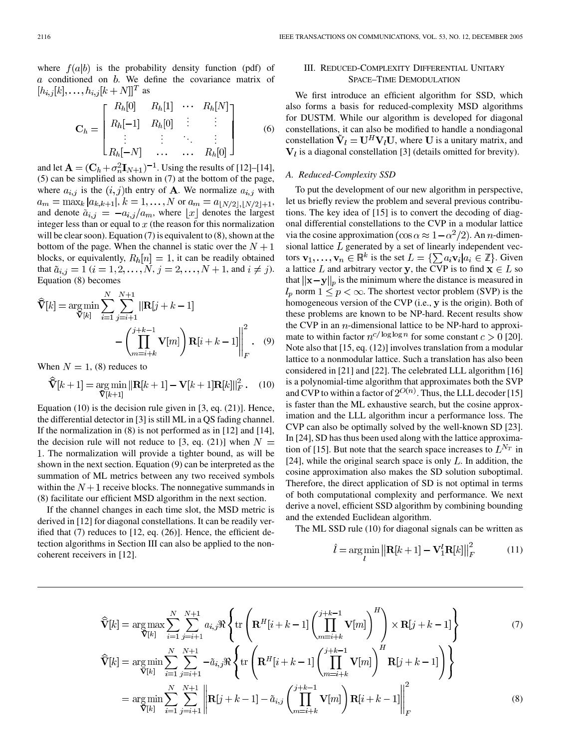where $f(a|b)$ is the probability density function (pdf) of $a$ conditioned on $b$. We define the covariance matrix of $[h_{i,j}[k], \ldots, h_{i,j}[k+N]]^T$ as

$$\mathbf{C}_h = \begin{bmatrix} R_h[0] & R_h[1] & \cdots & R_h[N] \\ R_h[-1] & R_h[0] & \vdots & \vdots \\ \vdots & \vdots & \ddots & \vdots \\ R_h[-N] & \ldots & \ldots & R_h[0] \end{bmatrix} \tag{6}$$

and let $\mathbf{A} = (\mathbf{C}_h + \sigma_n^2 \mathbf{I}_{N+1})^{-1}$. Using the results of [12]–[14], (5) can be simplified as shown in (7) at the bottom of the page, where $a_{i,j}$ is the $(i,j)$th entry of $\mathbf{A}$. We normalize $a_{i,j}$ with $a_m = \max_k |a_{k,k+1}|$, $k = 1, \ldots, N$ or $a_m = a_{\lfloor N/2 \rfloor, \lfloor N/2 \rfloor + 1}$, and denote $\tilde{a}_{i,j} = -a_{i,j}/a_m$, where $\lfloor x \rfloor$ denotes the largest integer less than or equal to $x$ (the reason for this normalization will be clear soon). Equation (7) is equivalent to (8), shown at the bottom of the page. When the channel is static over the $N+1$ blocks, or equivalently, $R_h[n] = 1$, it can be readily obtained that $\tilde{a}_{i,j} = 1$ ($i = 1, 2, \ldots, N$, $j = 2, \ldots, N+1$, and $i \neq j$). Equation (8) becomes

$$\hat{\hat{\mathbf{V}}}[k] = \underset{\hat{\mathbf{V}}[k]}{\arg\min} \sum_{i=1}^{N} \sum_{j=i+1}^{N+1} \left\| \mathbf{R}[j+k-1] - \left( \prod_{m=i+k}^{j+k-1} \mathbf{V}[m] \right) \mathbf{R}[i+k-1] \right\|_F^2. \tag{9}$$

When $N = 1$, (8) reduces to

$$\hat{\hat{\mathbf{V}}}[k+1] = \underset{\hat{\mathbf{V}}[k+1]}{\arg\min} \|\mathbf{R}[k+1] - \mathbf{V}[k+1]\mathbf{R}[k]\|_F^2. \tag{10}$$

Equation (10) is the decision rule given in [3, eq. (21)]. Hence, the differential detector in [3] is still ML in a QS fading channel. If the normalization in (8) is not performed as in [12] and [14], the decision rule will not reduce to [3, eq. (21)] when $N = 1$. The normalization will provide a tighter bound, as will be shown in the next section. Equation (9) can be interpreted as the summation of ML metrics between any two received symbols within the $N+1$ receive blocks. The nonnegative summands in (8) facilitate our efficient MSD algorithm in the next section.

If the channel changes in each time slot, the MSD metric is derived in [12] for diagonal constellations. It can be readily verified that (7) reduces to [12, eq. (26)]. Hence, the efficient detection algorithms in Section III can also be applied to the noncoherent receivers in [12].

## III. Reduced-Complexity Differential Unitary Space–Time Demodulation

We first introduce an efficient algorithm for SSD, which also forms a basis for reduced-complexity MSD algorithms for DUSTM. While our algorithm is developed for diagonal constellations, it can also be modified to handle a nondiagonal constellation $\tilde{\mathbf{V}}_l = \mathbf{U}^H \mathbf{V}_l \mathbf{U}$, where $\mathbf{U}$ is a unitary matrix, and $\mathbf{V}_l$ is a diagonal constellation [3] (details omitted for brevity).

### A. Reduced-Complexity SSD

To put the development of our new algorithm in perspective, let us briefly review the problem and several previous contributions. The key idea of [15] is to convert the decoding of diagonal differential constellations to the CVP in a modular lattice via the cosine approximation ($\cos \alpha \approx 1 - \alpha^2/2$). An $n$-dimensional lattice $L$ generated by a set of linearly independent vectors $\mathbf{v}_1, \ldots, \mathbf{v}_n \in \mathbb{R}^k$ is the set $L = \{\sum a_i \mathbf{v}_i | a_i \in \mathbb{Z}\}$. Given a lattice $L$ and arbitrary vector $\mathbf{y}$, the CVP is to find $\mathbf{x} \in L$ so that $\|\mathbf{x} - \mathbf{y}\|_p$ is the minimum where the distance is measured in $l_p$ norm $1 \leq p < \infty$. The shortest vector problem (SVP) is the homogeneous version of the CVP (i.e., $\mathbf{y}$ is the origin). Both of these problems are known to be NP-hard. Recent results show the CVP in an $n$-dimensional lattice to be NP-hard to approximate to within factor $n^{c/\log \log n}$ for some constant $c > 0$ [20]. Note also that [15, eq. (12)] involves translation from a modular lattice to a nonmodular lattice. Such a translation has also been considered in [21] and [22]. The celebrated LLL algorithm [16] is a polynomial-time algorithm that approximates both the SVP and CVP to within a factor of $2^{O(n)}$. Thus, the LLL decoder [15] is faster than the ML exhaustive search, but the cosine approximation and the LLL algorithm incur a performance loss. The CVP can also be optimally solved by the well-known SD [23]. In [24], SD has thus been used along with the lattice approximation of [15]. But note that the search space increases to $L^{N_T}$ in [24], while the original search space is only $L$. In addition, the cosine approximation also makes the SD solution suboptimal. Therefore, the direct application of SD is not optimal in terms of both computational complexity and performance. We next derive a novel, efficient SSD algorithm by combining bounding and the extended Euclidean algorithm.

The ML SSD rule (10) for diagonal signals can be written as

$$\hat{l} = \underset{l}{\arg\min} \left\| \mathbf{R}[k+1] - \mathbf{V}_1^l \mathbf{R}[k] \right\|_F^2 \tag{11}$$

$$\hat{\hat{\mathbf{V}}}[k] = \underset{\hat{\mathbf{V}}[k]}{\arg\max} \sum_{i=1}^{N} \sum_{j=i+1}^{N+1} a_{i,j} \Re \left\{ \operatorname{tr} \left( \mathbf{R}^H[i+k-1] \left( \prod_{m=i+k}^{j+k-1} \mathbf{V}[m] \right)^H \right) \times \mathbf{R}[j+k-1] \right\} \tag{7}$$

$$\begin{aligned} \hat{\hat{\mathbf{V}}}[k] &= \underset{\hat{\mathbf{V}}[k]}{\arg\min} \sum_{i=1}^{N} \sum_{j=i+1}^{N+1} -\tilde{a}_{i,j} \Re \left\{ \operatorname{tr} \left( \mathbf{R}^H[i+k-1] \left( \prod_{m=i+k}^{j+k-1} \mathbf{V}[m] \right)^H \mathbf{R}[j+k-1] \right) \right\} \\ &= \underset{\hat{\mathbf{V}}[k]}{\arg\min} \sum_{i=1}^{N} \sum_{j=i+1}^{N+1} \left\| \mathbf{R}[j+k-1] - \tilde{a}_{i,j} \left( \prod_{m=i+k}^{j+k-1} \mathbf{V}[m] \right) \mathbf{R}[i+k-1] \right\|_F^2 \end{aligned} \tag{8}$$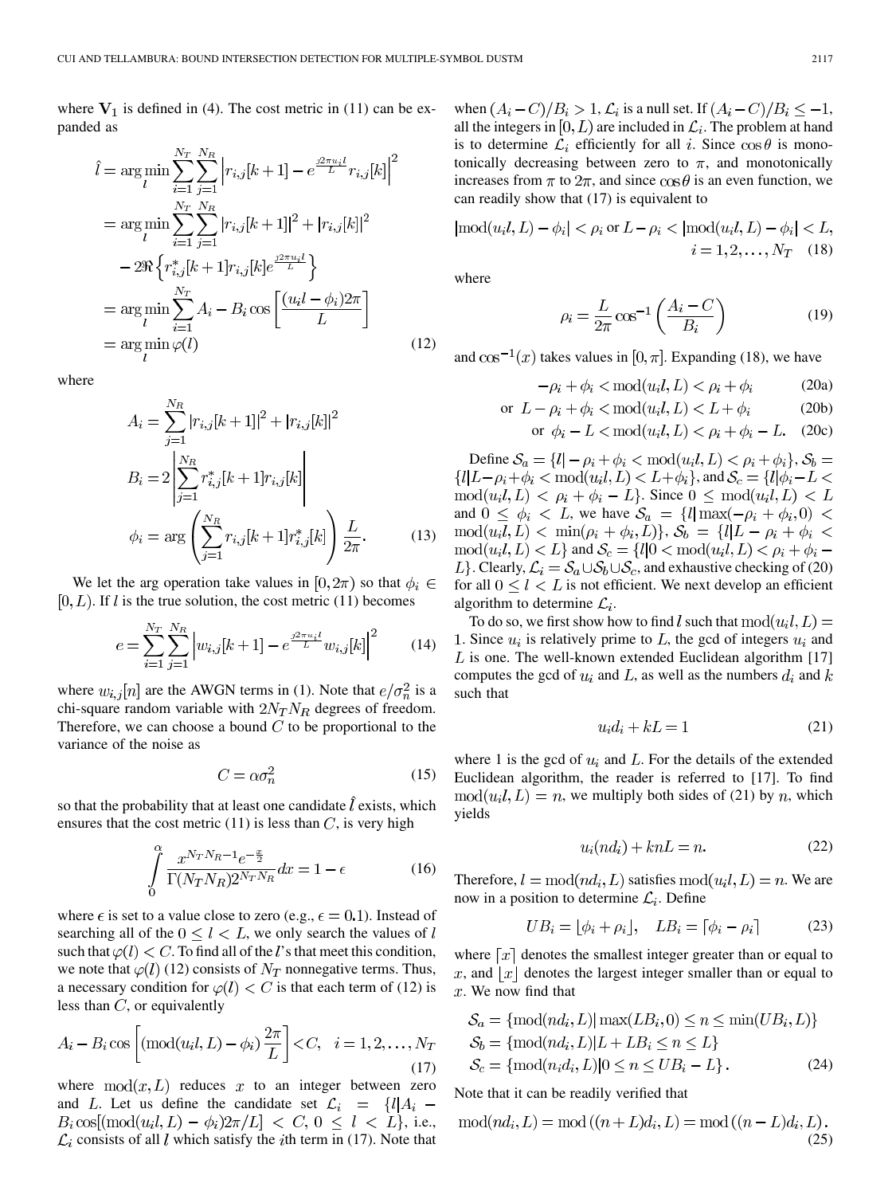where $\mathbf{V}_1$ is defined in (4). The cost metric in (11) can be expanded as

$$\begin{aligned}
\hat{l} &= \arg\min_{l} \sum_{i=1}^{N_T}\sum_{j=1}^{N_R} \left| r_{i,j}[k+1] - e^{\frac{j2\pi u_i l}{L}} r_{i,j}[k] \right|^2 \\
&= \arg\min_{l} \sum_{i=1}^{N_T}\sum_{j=1}^{N_R} |r_{i,j}[k+1]|^2 + |r_{i,j}[k]|^2 \\
&\quad - 2\Re\left\{ r^*_{i,j}[k+1] r_{i,j}[k] e^{\frac{j2\pi u_i l}{L}} \right\} \\
&= \arg\min_{l} \sum_{i=1}^{N_T} A_i - B_i \cos\left[\frac{(u_i l - \phi_i)2\pi}{L}\right] \\
&= \arg\min_{l} \varphi(l)
\end{aligned} \tag{12}$$

where

$$\begin{aligned}
A_i &= \sum_{j=1}^{N_R} |r_{i,j}[k+1]|^2 + |r_{i,j}[k]|^2 \\
B_i &= 2\left| \sum_{j=1}^{N_R} r^*_{i,j}[k+1] r_{i,j}[k] \right| \\
\phi_i &= \arg\left( \sum_{j=1}^{N_R} r_{i,j}[k+1] r^*_{i,j}[k] \right) \frac{L}{2\pi}.
\end{aligned} \tag{13}$$

We let the arg operation take values in $[0, 2\pi)$ so that $\phi_i \in [0, L)$. If $l$ is the true solution, the cost metric (11) becomes

$$e = \sum_{i=1}^{N_T}\sum_{j=1}^{N_R} \left| w_{i,j}[k+1] - e^{\frac{j2\pi u_i l}{L}} w_{i,j}[k] \right|^2 \tag{14}$$

where $w_{i,j}[n]$ are the AWGN terms in (1). Note that $e/\sigma_n^2$ is a chi-square random variable with $2N_T N_R$ degrees of freedom. Therefore, we can choose a bound $C$ to be proportional to the variance of the noise as

$$C = \alpha \sigma_n^2 \tag{15}$$

so that the probability that at least one candidate $\hat{l}$ exists, which ensures that the cost metric (11) is less than $C$, is very high

$$\int_0^{\alpha} \frac{x^{N_T N_R - 1} e^{-\frac{x}{2}}}{\Gamma(N_T N_R) 2^{N_T N_R}} dx = 1 - \epsilon \tag{16}$$

where $\epsilon$ is set to a value close to zero (e.g., $\epsilon = 0.1$). Instead of searching all of the $0 \le l < L$, we only search the values of $l$ such that $\varphi(l) < C$. To find all of the $l$'s that meet this condition, we note that $\varphi(l)$ (12) consists of $N_T$ nonnegative terms. Thus, a necessary condition for $\varphi(l) < C$ is that each term of (12) is less than $C$, or equivalently

$$A_i - B_i \cos\left[ (\mathrm{mod}(u_i l, L) - \phi_i) \frac{2\pi}{L} \right] < C, \quad i = 1, 2, \ldots, N_T \tag{17}$$

where $\mathrm{mod}(x, L)$ reduces $x$ to an integer between zero and $L$. Let us define the candidate set $\mathcal{L}_i = \{l | A_i - B_i \cos[(\mathrm{mod}(u_i l, L) - \phi_i)2\pi/L] < C, 0 \le l < L\}$, i.e., $\mathcal{L}_i$ consists of all $l$ which satisfy the $i$th term in (17). Note that when $(A_i - C)/B_i > 1$, $\mathcal{L}_i$ is a null set. If $(A_i - C)/B_i \le -1$, all the integers in $[0, L)$ are included in $\mathcal{L}_i$. The problem at hand is to determine $\mathcal{L}_i$ efficiently for all $i$. Since $\cos\theta$ is monotonically decreasing between zero to $\pi$, and monotonically increases from $\pi$ to $2\pi$, and since $\cos\theta$ is an even function, we can readily show that (17) is equivalent to

$$|\mathrm{mod}(u_i l, L) - \phi_i| < \rho_i \text{ or } L - \rho_i < |\mathrm{mod}(u_i l, L) - \phi_i| < L, \quad i = 1, 2, \ldots, N_T \tag{18}$$

where

$$\rho_i = \frac{L}{2\pi} \cos^{-1}\left( \frac{A_i - C}{B_i} \right) \tag{19}$$

and $\cos^{-1}(x)$ takes values in $[0, \pi]$. Expanding (18), we have

$$-\rho_i + \phi_i < \mathrm{mod}(u_i l, L) < \rho_i + \phi_i \tag{20a}$$

$$\text{or } L - \rho_i + \phi_i < \mathrm{mod}(u_i l, L) < L + \phi_i \tag{20b}$$

$$\text{or } \phi_i - L < \mathrm{mod}(u_i l, L) < \rho_i + \phi_i - L. \tag{20c}$$

Define $\mathcal{S}_a = \{l | -\rho_i + \phi_i < \mathrm{mod}(u_i l, L) < \rho_i + \phi_i\}$, $\mathcal{S}_b = \{l | L - \rho_i + \phi_i < \mathrm{mod}(u_i l, L) < L + \phi_i\}$, and $\mathcal{S}_c = \{l | \phi_i - L < \mathrm{mod}(u_i l, L) < \rho_i + \phi_i - L\}$. Since $0 \le \mathrm{mod}(u_i l, L) < L$ and $0 \le \phi_i < L$, we have $\mathcal{S}_a = \{l | \max(-\rho_i + \phi_i, 0) < \mathrm{mod}(u_i l, L) < \min(\rho_i + \phi_i, L)\}$, $\mathcal{S}_b = \{l | L - \rho_i + \phi_i < \mathrm{mod}(u_i l, L) < L\}$ and $\mathcal{S}_c = \{l | 0 < \mathrm{mod}(u_i l, L) < \rho_i + \phi_i - L\}$. Clearly, $\mathcal{L}_i = \mathcal{S}_a \cup \mathcal{S}_b \cup \mathcal{S}_c$, and exhaustive checking of (20) for all $0 \le l < L$ is not efficient. We next develop an efficient algorithm to determine $\mathcal{L}_i$.

To do so, we first show how to find $l$ such that $\mathrm{mod}(u_i l, L) = 1$. Since $u_i$ is relatively prime to $L$, the gcd of integers $u_i$ and $L$ is one. The well-known extended Euclidean algorithm [17] computes the gcd of $u_i$ and $L$, as well as the numbers $d_i$ and $k$ such that

$$u_i d_i + kL = 1 \tag{21}$$

where 1 is the gcd of $u_i$ and $L$. For the details of the extended Euclidean algorithm, the reader is referred to [17]. To find $\mathrm{mod}(u_i l, L) = n$, we multiply both sides of (21) by $n$, which yields

$$u_i(nd_i) + knL = n. \tag{22}$$

Therefore, $l = \mathrm{mod}(nd_i, L)$ satisfies $\mathrm{mod}(u_i l, L) = n$. We are now in a position to determine $\mathcal{L}_i$. Define

$$UB_i = \lfloor \phi_i + \rho_i \rfloor, \quad LB_i = \lceil \phi_i - \rho_i \rceil \tag{23}$$

where $\lceil x \rceil$ denotes the smallest integer greater than or equal to $x$, and $\lfloor x \rfloor$ denotes the largest integer smaller than or equal to $x$. We now find that

$$\begin{aligned}
\mathcal{S}_a &= \{\mathrm{mod}(nd_i, L) | \max(LB_i, 0) \le n \le \min(UB_i, L)\} \\
\mathcal{S}_b &= \{\mathrm{mod}(nd_i, L) | L + LB_i \le n \le L\} \\
\mathcal{S}_c &= \{\mathrm{mod}(n_i d_i, L) | 0 \le n \le UB_i - L\}.
\end{aligned} \tag{24}$$

Note that it can be readily verified that

$$\mathrm{mod}(nd_i, L) = \mathrm{mod}\left((n+L)d_i, L\right) = \mathrm{mod}\left((n-L)d_i, L\right). \tag{25}$$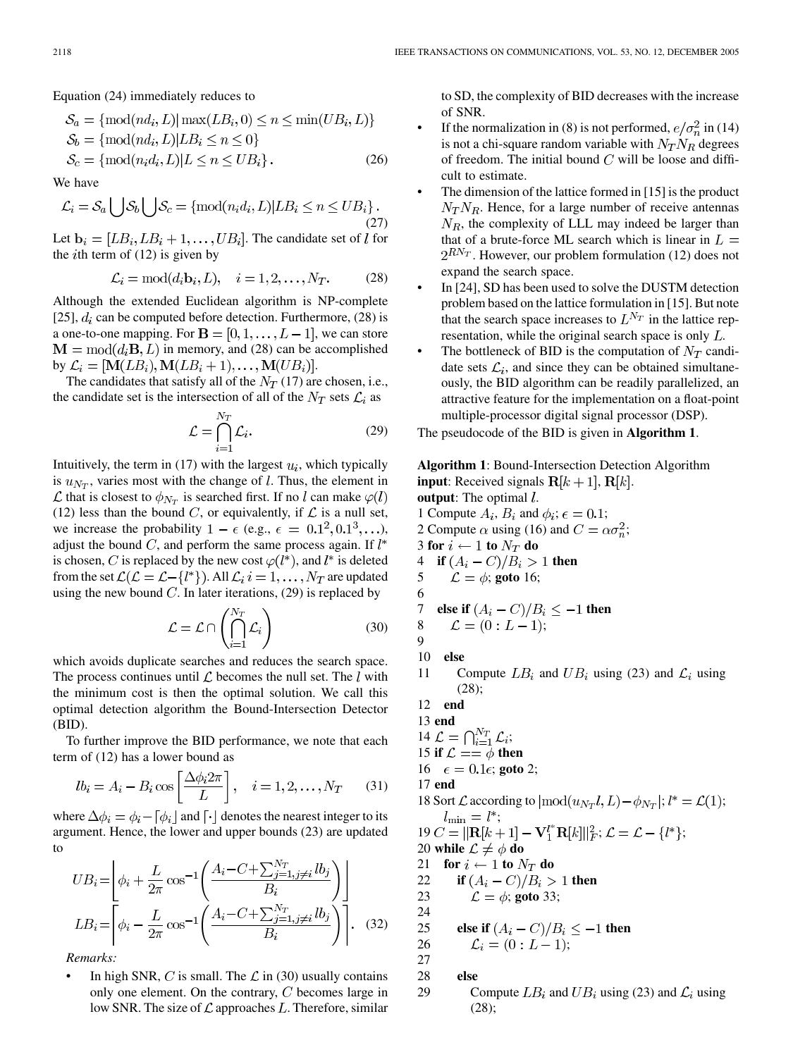Equation (24) immediately reduces to

$$
\begin{aligned}
\mathcal{S}_a &= \{\text{mod}(nd_i, L) | \max(LB_i, 0) \leq n \leq \min(UB_i, L)\} \\
\mathcal{S}_b &= \{\text{mod}(nd_i, L) | LB_i \leq n \leq 0\} \\
\mathcal{S}_c &= \{\text{mod}(n_i d_i, L) | L \leq n \leq UB_i\}.
\end{aligned} \tag{26}
$$

We have

$$
\mathcal{L}_i = \mathcal{S}_a \bigcup \mathcal{S}_b \bigcup \mathcal{S}_c = \{\text{mod}(n_i d_i, L) | LB_i \leq n \leq UB_i\}. \tag{27}
$$

Let $\mathbf{b}_i = [LB_i, LB_i + 1, \ldots, UB_i]$. The candidate set of $l$ for the $i$th term of (12) is given by

$$
\mathcal{L}_i = \text{mod}(d_i \mathbf{b}_i, L), \quad i = 1, 2, \ldots, N_T. \tag{28}
$$

Although the extended Euclidean algorithm is NP-complete [25], $d_i$ can be computed before detection. Furthermore, (28) is a one-to-one mapping. For $\mathbf{B} = [0, 1, \ldots, L-1]$, we can store $\mathbf{M} = \text{mod}(d_i \mathbf{B}, L)$ in memory, and (28) can be accomplished by $\mathcal{L}_i = [\mathbf{M}(LB_i), \mathbf{M}(LB_i + 1), \ldots, \mathbf{M}(UB_i)]$.

The candidates that satisfy all of the $N_T$ (17) are chosen, i.e., the candidate set is the intersection of all of the $N_T$ sets $\mathcal{L}_i$ as

$$
\mathcal{L} = \bigcap_{i=1}^{N_T} \mathcal{L}_i. \tag{29}
$$

Intuitively, the term in (17) with the largest $u_i$, which typically is $u_{N_T}$, varies most with the change of $l$. Thus, the element in $\mathcal{L}$ that is closest to $\phi_{N_T}$ is searched first. If no $l$ can make $\varphi(l)$ (12) less than the bound $C$, or equivalently, if $\mathcal{L}$ is a null set, we increase the probability $1 - \epsilon$ (e.g., $\epsilon = 0.1^2, 0.1^3, \ldots$), adjust the bound $C$, and perform the same process again. If $l^*$ is chosen, $C$ is replaced by the new cost $\varphi(l^*)$, and $l^*$ is deleted from the set $\mathcal{L}(\mathcal{L} = \mathcal{L} - \{l^*\})$. All $\mathcal{L}_i\, i = 1, \ldots, N_T$ are updated using the new bound $C$. In later iterations, (29) is replaced by

$$
\mathcal{L} = \mathcal{L} \cap \left( \bigcap_{i=1}^{N_T} \mathcal{L}_i \right) \tag{30}
$$

which avoids duplicate searches and reduces the search space. The process continues until $\mathcal{L}$ becomes the null set. The $l$ with the minimum cost is then the optimal solution. We call this optimal detection algorithm the Bound-Intersection Detector (BID).

To further improve the BID performance, we note that each term of (12) has a lower bound as

$$
lb_i = A_i - B_i \cos\left[\frac{\Delta\phi_i 2\pi}{L}\right], \quad i = 1, 2, \ldots, N_T \tag{31}
$$

where $\Delta\phi_i = \phi_i - \lceil \phi_i \rfloor$ and $\lceil \cdot \rfloor$ denotes the nearest integer to its argument. Hence, the lower and upper bounds (23) are updated to

$$
\begin{aligned}
UB_i &= \left\lfloor \phi_i + \frac{L}{2\pi} \cos^{-1}\left( \frac{A_i - C + \sum_{j=1, j \neq i}^{N_T} lb_j}{B_i} \right) \right\rfloor \\
LB_i &= \left\lceil \phi_i - \frac{L}{2\pi} \cos^{-1}\left( \frac{A_i - C + \sum_{j=1, j \neq i}^{N_T} lb_j}{B_i} \right) \right\rceil.
\end{aligned} \tag{32}
$$

*Remarks:*

- In high SNR, $C$ is small. The $\mathcal{L}$ in (30) usually contains only one element. On the contrary, $C$ becomes large in low SNR. The size of $\mathcal{L}$ approaches $L$. Therefore, similar to SD, the complexity of BID decreases with the increase of SNR.
- If the normalization in (8) is not performed, $e/\sigma_n^2$ in (14) is not a chi-square random variable with $N_T N_R$ degrees of freedom. The initial bound $C$ will be loose and difficult to estimate.
- The dimension of the lattice formed in [15] is the product $N_T N_R$. Hence, for a large number of receive antennas $N_R$, the complexity of LLL may indeed be larger than that of a brute-force ML search which is linear in $L = 2^{RN_T}$. However, our problem formulation (12) does not expand the search space.
- In [24], SD has been used to solve the DUSTM detection problem based on the lattice formulation in [15]. But note that the search space increases to $L^{N_T}$ in the lattice representation, while the original search space is only $L$.
- The bottleneck of BID is the computation of $N_T$ candidate sets $\mathcal{L}_i$, and since they can be obtained simultaneously, the BID algorithm can be readily parallelized, an attractive feature for the implementation on a float-point multiple-processor digital signal processor (DSP).

The pseudocode of the BID is given in **Algorithm 1**.

**Algorithm 1**: Bound-Intersection Detection Algorithm
**input**: Received signals $\mathbf{R}[k+1], \mathbf{R}[k]$.
**output**: The optimal $l$.

1 Compute $A_i$, $B_i$ and $\phi_i$; $\epsilon = 0.1$;
2 Compute $\alpha$ using (16) and $C = \alpha\sigma_n^2$;
3 **for** $i \leftarrow 1$ **to** $N_T$ **do**
4 &nbsp;&nbsp;**if** $(A_i - C)/B_i > 1$ **then**
5 &nbsp;&nbsp;&nbsp;&nbsp;$\mathcal{L} = \phi$; **goto** 16;
6
7 &nbsp;&nbsp;**else if** $(A_i - C)/B_i \leq -1$ **then**
8 &nbsp;&nbsp;&nbsp;&nbsp;$\mathcal{L} = (0 : L-1)$;
9
10 &nbsp;&nbsp;**else**
11 &nbsp;&nbsp;&nbsp;&nbsp;Compute $LB_i$ and $UB_i$ using (23) and $\mathcal{L}_i$ using (28);
12 &nbsp;&nbsp;**end**
13 **end**
14 $\mathcal{L} = \bigcap_{i=1}^{N_T} \mathcal{L}_i$;
15 **if** $\mathcal{L} == \phi$ **then**
16 &nbsp;&nbsp;$\epsilon = 0.1\epsilon$; **goto** 2;
17 **end**
18 Sort $\mathcal{L}$ according to $|\text{mod}(u_{N_T} l, L) - \phi_{N_T}|$; $l^* = \mathcal{L}(1)$; $l_{\min} = l^*$;
19 $C = \|\mathbf{R}[k+1] - \mathbf{V}_1^{l^*} \mathbf{R}[k]\|_F^2$; $\mathcal{L} = \mathcal{L} - \{l^*\}$;
20 **while** $\mathcal{L} \neq \phi$ **do**
21 &nbsp;&nbsp;**for** $i \leftarrow 1$ **to** $N_T$ **do**
22 &nbsp;&nbsp;&nbsp;&nbsp;**if** $(A_i - C)/B_i > 1$ **then**
23 &nbsp;&nbsp;&nbsp;&nbsp;&nbsp;&nbsp;$\mathcal{L} = \phi$; **goto** 33;
24
25 &nbsp;&nbsp;&nbsp;&nbsp;**else if** $(A_i - C)/B_i \leq -1$ **then**
26 &nbsp;&nbsp;&nbsp;&nbsp;&nbsp;&nbsp;$\mathcal{L}_i = (0 : L-1)$;
27
28 &nbsp;&nbsp;&nbsp;&nbsp;**else**
29 &nbsp;&nbsp;&nbsp;&nbsp;&nbsp;&nbsp;Compute $LB_i$ and $UB_i$ using (23) and $\mathcal{L}_i$ using (28);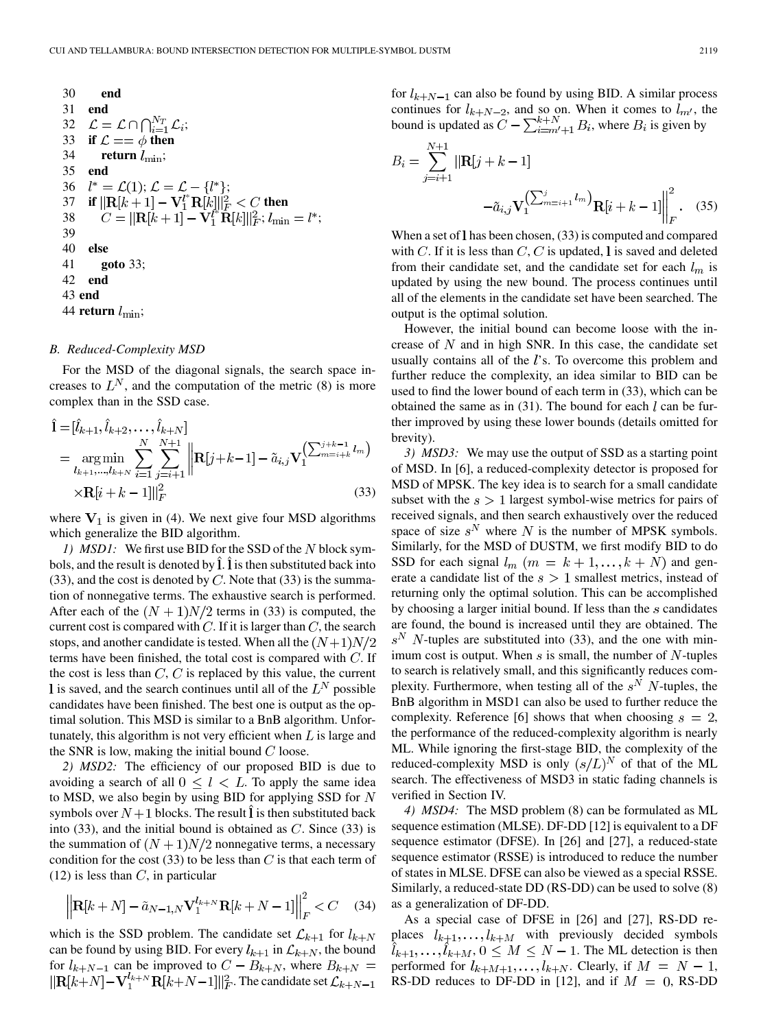```
30      end
31   end
32   L = L ∩ ⋂_{i=1}^{N_T} L_i;
33   if L == φ then
34      return l_min;
35   end
36   l* = L(1); L = L − {l*};
37   if ||R[k+1] − V_1^{l*} R[k]||_F^2 < C then
38      C = ||R[k+1] − V_1^{l*} R[k]||_F^2; l_min = l*;
39
40   else
41      goto 33;
42   end
43 end
44 return l_min;
```

### B. Reduced-Complexity MSD

For the MSD of the diagonal signals, the search space increases to $L^N$, and the computation of the metric (8) is more complex than in the SSD case.

$$\hat{\mathbf{l}} = [\hat{l}_{k+1}, \hat{l}_{k+2}, \ldots, \hat{l}_{k+N}] = \arg\min_{l_{k+1},\ldots,l_{k+N}} \sum_{i=1}^{N} \sum_{j=i+1}^{N+1} \left\| \mathbf{R}[j+k-1] - \tilde{a}_{i,j} \mathbf{V}_1^{\left(\sum_{m=i+k}^{j+k-1} l_m\right)} \times \mathbf{R}[i+k-1] \right\|_F^2 \tag{33}$$

where $\mathbf{V}_1$ is given in (4). We next give four MSD algorithms which generalize the BID algorithm.

*1) MSD1:* We first use BID for the SSD of the $N$ block symbols, and the result is denoted by $\hat{\mathbf{l}}$. $\hat{\mathbf{l}}$ is then substituted back into (33), and the cost is denoted by $C$. Note that (33) is the summation of nonnegative terms. The exhaustive search is performed. After each of the $(N+1)N/2$ terms in (33) is computed, the current cost is compared with $C$. If it is larger than $C$, the search stops, and another candidate is tested. When all the $(N+1)N/2$ terms have been finished, the total cost is compared with $C$. If the cost is less than $C$, $C$ is replaced by this value, the current $\mathbf{l}$ is saved, and the search continues until all of the $L^N$ possible candidates have been finished. The best one is output as the optimal solution. This MSD is similar to a BnB algorithm. Unfortunately, this algorithm is not very efficient when $L$ is large and the SNR is low, making the initial bound $C$ loose.

*2) MSD2:* The efficiency of our proposed BID is due to avoiding a search of all $0 \le l < L$. To apply the same idea to MSD, we also begin by using BID for applying SSD for $N$ symbols over $N+1$ blocks. The result $\hat{\mathbf{l}}$ is then substituted back into (33), and the initial bound is obtained as $C$. Since (33) is the summation of $(N+1)N/2$ nonnegative terms, a necessary condition for the cost (33) to be less than $C$ is that each term of (12) is less than $C$, in particular

$$\left\| \mathbf{R}[k+N] - \tilde{a}_{N-1,N} \mathbf{V}_1^{l_{k+N}} \mathbf{R}[k+N-1] \right\|_F^2 < C \tag{34}$$

which is the SSD problem. The candidate set $\mathcal{L}_{k+1}$ for $l_{k+N}$ can be found by using BID. For every $l_{k+1}$ in $\mathcal{L}_{k+N}$, the bound for $l_{k+N-1}$ can be improved to $C - B_{k+N}$, where $B_{k+N} = \|\mathbf{R}[k+N] - \mathbf{V}_1^{l_{k+N}} \mathbf{R}[k+N-1]\|_F^2$. The candidate set $\mathcal{L}_{k+N-1}$ for $l_{k+N-1}$ can also be found by using BID. A similar process continues for $l_{k+N-2}$, and so on. When it comes to $l_{m'}$, the bound is updated as $C - \sum_{i=m'+1}^{k+N} B_i$, where $B_i$ is given by

$$B_i = \sum_{j=i+1}^{N+1} \left\| \mathbf{R}[j+k-1] - \tilde{a}_{i,j} \mathbf{V}_1^{\left(\sum_{m=i+1}^{j} l_m\right)} \mathbf{R}[i+k-1] \right\|_F^2. \tag{35}$$

When a set of $\mathbf{l}$ has been chosen, (33) is computed and compared with $C$. If it is less than $C$, $C$ is updated, $\mathbf{l}$ is saved and deleted from their candidate set, and the candidate set for each $l_m$ is updated by using the new bound. The process continues until all of the elements in the candidate set have been searched. The output is the optimal solution.

However, the initial bound can become loose with the increase of $N$ and in high SNR. In this case, the candidate set usually contains all of the $l$'s. To overcome this problem and further reduce the complexity, an idea similar to BID can be used to find the lower bound of each term in (33), which can be obtained the same as in (31). The bound for each $l$ can be further improved by using these lower bounds (details omitted for brevity).

*3) MSD3:* We may use the output of SSD as a starting point of MSD. In [6], a reduced-complexity detector is proposed for MSD of MPSK. The key idea is to search for a small candidate subset with the $s > 1$ largest symbol-wise metrics for pairs of received signals, and then search exhaustively over the reduced space of size $s^N$ where $N$ is the number of MPSK symbols. Similarly, for the MSD of DUSTM, we first modify BID to do SSD for each signal $l_m$ $(m = k+1, \ldots, k+N)$ and generate a candidate list of the $s > 1$ smallest metrics, instead of returning only the optimal solution. This can be accomplished by choosing a larger initial bound. If less than the $s$ candidates are found, the bound is increased until they are obtained. The $s^N$ $N$-tuples are substituted into (33), and the one with minimum cost is output. When $s$ is small, the number of $N$-tuples to search is relatively small, and this significantly reduces complexity. Furthermore, when testing all of the $s^N$ $N$-tuples, the BnB algorithm in MSD1 can also be used to further reduce the complexity. Reference [6] shows that when choosing $s = 2$, the performance of the reduced-complexity algorithm is nearly ML. While ignoring the first-stage BID, the complexity of the reduced-complexity MSD is only $(s/L)^N$ of that of the ML search. The effectiveness of MSD3 in static fading channels is verified in Section IV.

*4) MSD4:* The MSD problem (8) can be formulated as ML sequence estimation (MLSE). DF-DD [12] is equivalent to a DF sequence estimator (DFSE). In [26] and [27], a reduced-state sequence estimator (RSSE) is introduced to reduce the number of states in MLSE. DFSE can also be viewed as a special RSSE. Similarly, a reduced-state DD (RS-DD) can be used to solve (8) as a generalization of DF-DD.

As a special case of DFSE in [26] and [27], RS-DD replaces $l_{k+1}, \ldots, l_{k+M}$ with previously decided symbols $\hat{l}_{k+1}, \ldots, \hat{l}_{k+M}$, $0 \le M \le N-1$. The ML detection is then performed for $l_{k+M+1}, \ldots, l_{k+N}$. Clearly, if $M = N-1$, RS-DD reduces to DF-DD in [12], and if $M = 0$, RS-DD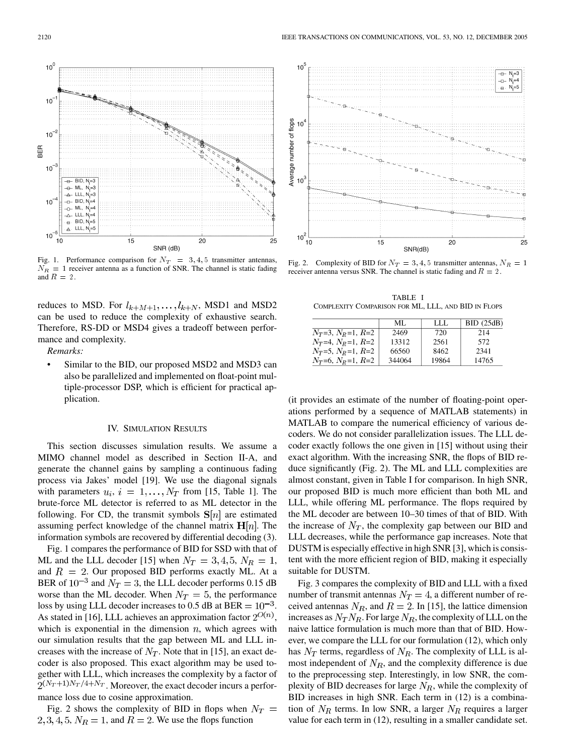Fig. 1. Performance comparison for $N_T = 3, 4, 5$ transmitter antennas, $N_R = 1$ receiver antenna as a function of SNR. The channel is static fading and $R = 2$.

Fig. 2. Complexity of BID for $N_T = 3, 4, 5$ transmitter antennas, $N_R = 1$ receiver antenna versus SNR. The channel is static fading and $R = 2$.

reduces to MSD. For $l_{k+M+1}, \ldots, l_{k+N}$, MSD1 and MSD2 can be used to reduce the complexity of exhaustive search. Therefore, RS-DD or MSD4 gives a tradeoff between performance and complexity.

*Remarks:*

- Similar to the BID, our proposed MSD2 and MSD3 can also be parallelized and implemented on float-point multiple-processor DSP, which is efficient for practical application.

## IV. Simulation Results

This section discusses simulation results. We assume a MIMO channel model as described in Section II-A, and generate the channel gains by sampling a continuous fading process via Jakes' model [19]. We use the diagonal signals with parameters $u_i$, $i = 1, \ldots, N_T$ from [15, Table 1]. The brute-force ML detector is referred to as ML detector in the following. For CD, the transmit symbols $\mathbf{S}[n]$ are estimated assuming perfect knowledge of the channel matrix $\mathbf{H}[n]$. The information symbols are recovered by differential decoding (3).

Fig. 1 compares the performance of BID for SSD with that of ML and the LLL decoder [15] when $N_T = 3, 4, 5$, $N_R = 1$, and $R = 2$. Our proposed BID performs exactly ML. At a BER of $10^{-3}$ and $N_T = 3$, the LLL decoder performs 0.15 dB worse than the ML decoder. When $N_T = 5$, the performance loss by using LLL decoder increases to 0.5 dB at $\text{BER} = 10^{-3}$. As stated in [16], LLL achieves an approximation factor $2^{O(n)}$, which is exponential in the dimension $n$, which agrees with our simulation results that the gap between ML and LLL increases with the increase of $N_T$. Note that in [15], an exact decoder is also proposed. This exact algorithm may be used together with LLL, which increases the complexity by a factor of $2^{(N_T+1)N_T/4+N_T}$. Moreover, the exact decoder incurs a performance loss due to cosine approximation.

Fig. 2 shows the complexity of BID in flops when $N_T = 2, 3, 4, 5$, $N_R = 1$, and $R = 2$. We use the flops function (it provides an estimate of the number of floating-point operations performed by a sequence of MATLAB statements) in MATLAB to compare the numerical efficiency of various decoders. We do not consider parallelization issues. The LLL decoder exactly follows the one given in [15] without using their exact algorithm. With the increasing SNR, the flops of BID reduce significantly (Fig. 2). The ML and LLL complexities are almost constant, given in Table I for comparison. In high SNR, our proposed BID is much more efficient than both ML and LLL, while offering ML performance. The flops required by the ML decoder are between 10–30 times of that of BID. With the increase of $N_T$, the complexity gap between our BID and LLL decreases, while the performance gap increases. Note that DUSTM is especially effective in high SNR [3], which is consistent with the more efficient region of BID, making it especially suitable for DUSTM.

TABLE I
Complexity Comparison for ML, LLL, and BID in Flops

| | ML | LLL | BID (25dB) |
|---|---|---|---|
| $N_T$=3, $N_R$=1, $R$=2 | 2469 | 720 | 214 |
| $N_T$=4, $N_R$=1, $R$=2 | 13312 | 2561 | 572 |
| $N_T$=5, $N_R$=1, $R$=2 | 66560 | 8462 | 2341 |
| $N_T$=6, $N_R$=1, $R$=2 | 344064 | 19864 | 14765 |

Fig. 3 compares the complexity of BID and LLL with a fixed number of transmit antennas $N_T = 4$, a different number of received antennas $N_R$, and $R = 2$. In [15], the lattice dimension increases as $N_T N_R$. For large $N_R$, the complexity of LLL on the naive lattice formulation is much more than that of BID. However, we compare the LLL for our formulation (12), which only has $N_T$ terms, regardless of $N_R$. The complexity of LLL is almost independent of $N_R$, and the complexity difference is due to the preprocessing step. Interestingly, in low SNR, the complexity of BID decreases for large $N_R$, while the complexity of BID increases in high SNR. Each term in (12) is a combination of $N_R$ terms. In low SNR, a larger $N_R$ requires a larger value for each term in (12), resulting in a smaller candidate set.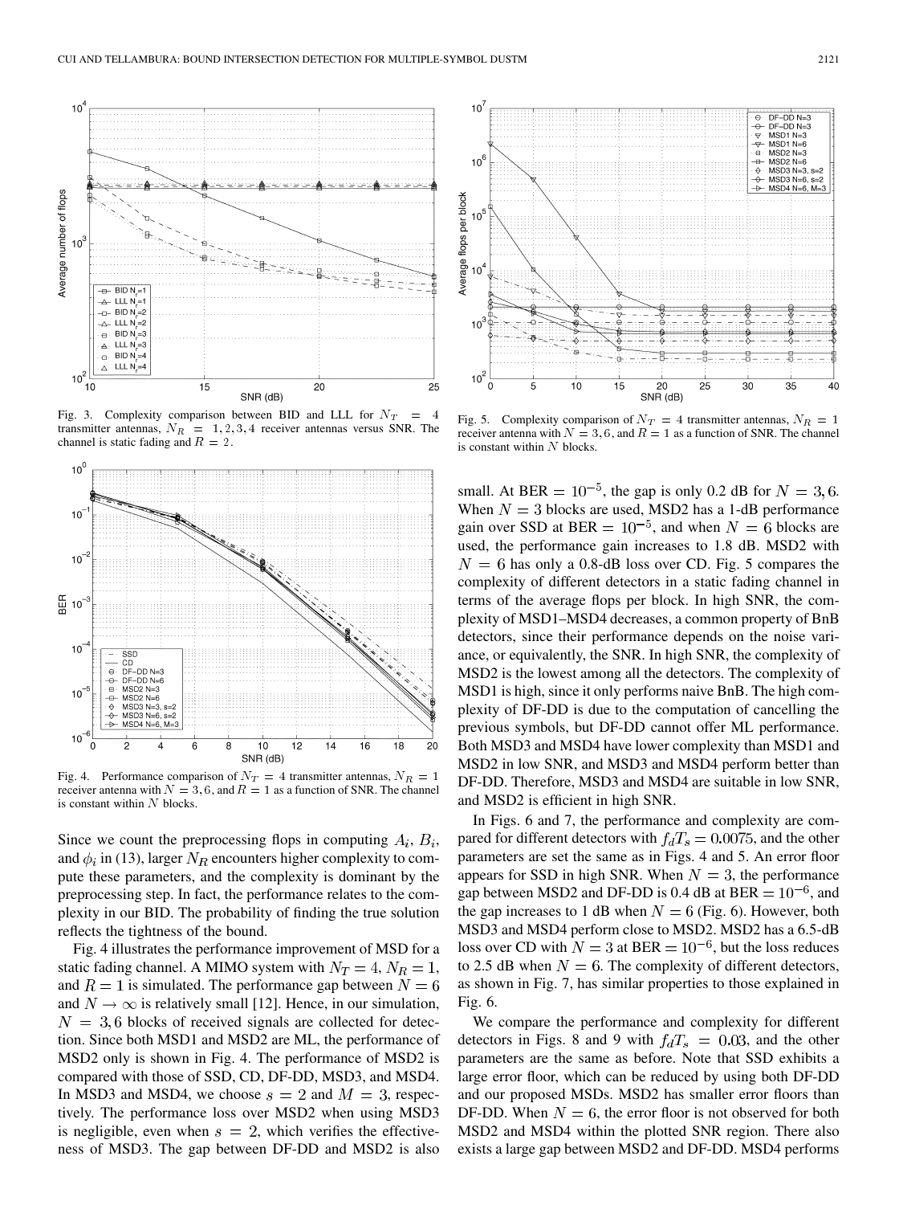Fig. 3. Complexity comparison between BID and LLL for $N_T = 4$ transmitter antennas, $N_R = 1, 2, 3, 4$ receiver antennas versus SNR. The channel is static fading and $R = 2$.

Fig. 4. Performance comparison of $N_T = 4$ transmitter antennas, $N_R = 1$ receiver antenna with $N = 3, 6$, and $R = 1$ as a function of SNR. The channel is constant within $N$ blocks.

Since we count the preprocessing flops in computing $A_i$, $B_i$, and $\phi_i$ in (13), larger $N_R$ encounters higher complexity to compute these parameters, and the complexity is dominant by the preprocessing step. In fact, the performance relates to the complexity in our BID. The probability of finding the true solution reflects the tightness of the bound.

Fig. 4 illustrates the performance improvement of MSD for a static fading channel. A MIMO system with $N_T = 4$, $N_R = 1$, and $R = 1$ is simulated. The performance gap between $N = 6$ and $N \to \infty$ is relatively small [12]. Hence, in our simulation, $N = 3, 6$ blocks of received signals are collected for detection. Since both MSD1 and MSD2 are ML, the performance of MSD2 only is shown in Fig. 4. The performance of MSD2 is compared with those of SSD, CD, DF-DD, MSD3, and MSD4. In MSD3 and MSD4, we choose $s = 2$ and $M = 3$, respectively. The performance loss over MSD2 when using MSD3 is negligible, even when $s = 2$, which verifies the effectiveness of MSD3. The gap between DF-DD and MSD2 is also small. At BER $= 10^{-5}$, the gap is only 0.2 dB for $N = 3, 6$. When $N = 3$ blocks are used, MSD2 has a 1-dB performance gain over SSD at BER $= 10^{-5}$, and when $N = 6$ blocks are used, the performance gain increases to 1.8 dB. MSD2 with $N = 6$ has only a 0.8-dB loss over CD. Fig. 5 compares the complexity of different detectors in a static fading channel in terms of the average flops per block. In high SNR, the complexity of MSD1–MSD4 decreases, a common property of BnB detectors, since their performance depends on the noise variance, or equivalently, the SNR. In high SNR, the complexity of MSD2 is the lowest among all the detectors. The complexity of MSD1 is high, since it only performs naive BnB. The high complexity of DF-DD is due to the computation of cancelling the previous symbols, but DF-DD cannot offer ML performance. Both MSD3 and MSD4 have lower complexity than MSD1 and MSD2 in low SNR, and MSD3 and MSD4 perform better than DF-DD. Therefore, MSD3 and MSD4 are suitable in low SNR, and MSD2 is efficient in high SNR.

Fig. 5. Complexity comparison of $N_T = 4$ transmitter antennas, $N_R = 1$ receiver antenna with $N = 3, 6$, and $R = 1$ as a function of SNR. The channel is constant within $N$ blocks.

In Figs. 6 and 7, the performance and complexity are compared for different detectors with $f_dT_s = 0.0075$, and the other parameters are set the same as in Figs. 4 and 5. An error floor appears for SSD in high SNR. When $N = 3$, the performance gap between MSD2 and DF-DD is 0.4 dB at BER $= 10^{-6}$, and the gap increases to 1 dB when $N = 6$ (Fig. 6). However, both MSD3 and MSD4 perform close to MSD2. MSD2 has a 6.5-dB loss over CD with $N = 3$ at BER $= 10^{-6}$, but the loss reduces to 2.5 dB when $N = 6$. The complexity of different detectors, as shown in Fig. 7, has similar properties to those explained in Fig. 6.

We compare the performance and complexity for different detectors in Figs. 8 and 9 with $f_dT_s = 0.03$, and the other parameters are the same as before. Note that SSD exhibits a large error floor, which can be reduced by using both DF-DD and our proposed MSDs. MSD2 has smaller error floors than DF-DD. When $N = 6$, the error floor is not observed for both MSD2 and MSD4 within the plotted SNR region. There also exists a large gap between MSD2 and DF-DD. MSD4 performs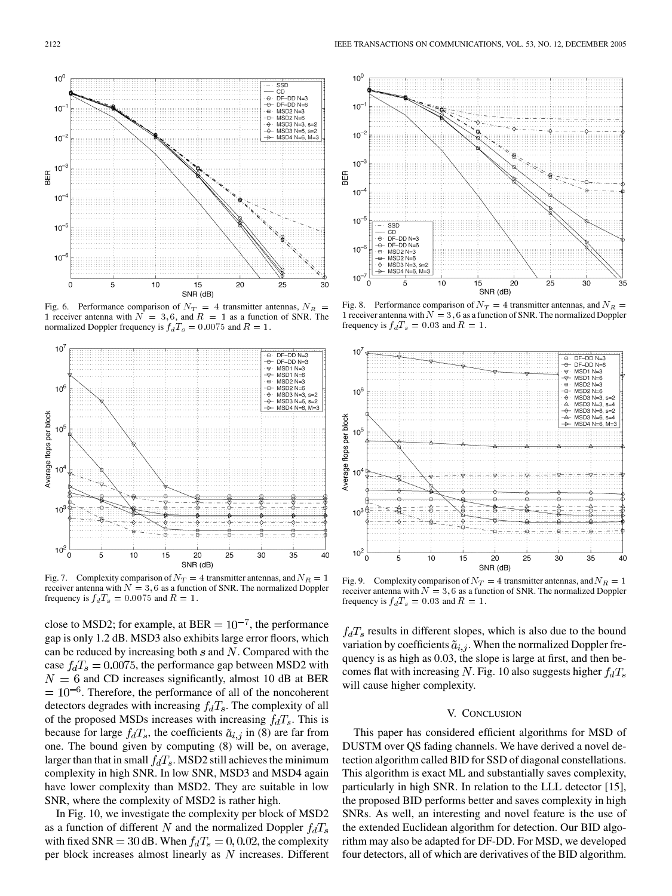Fig. 6. Performance comparison of $N_T = 4$ transmitter antennas, $N_R = 1$ receiver antenna with $N = 3, 6$, and $R = 1$ as a function of SNR. The normalized Doppler frequency is $f_d T_s = 0.0075$ and $R = 1$.

Fig. 7. Complexity comparison of $N_T = 4$ transmitter antennas, and $N_R = 1$ receiver antenna with $N = 3, 6$ as a function of SNR. The normalized Doppler frequency is $f_d T_s = 0.0075$ and $R = 1$.

Fig. 8. Performance comparison of $N_T = 4$ transmitter antennas, and $N_R = 1$ receiver antenna with $N = 3, 6$ as a function of SNR. The normalized Doppler frequency is $f_d T_s = 0.03$ and $R = 1$.

Fig. 9. Complexity comparison of $N_T = 4$ transmitter antennas, and $N_R = 1$ receiver antenna with $N = 3, 6$ as a function of SNR. The normalized Doppler frequency is $f_d T_s = 0.03$ and $R = 1$.

close to MSD2; for example, at BER $= 10^{-7}$, the performance gap is only 1.2 dB. MSD3 also exhibits large error floors, which can be reduced by increasing both $s$ and $N$. Compared with the case $f_d T_s = 0.0075$, the performance gap between MSD2 with $N = 6$ and CD increases significantly, almost 10 dB at BER $= 10^{-6}$. Therefore, the performance of all of the noncoherent detectors degrades with increasing $f_d T_s$. The complexity of all of the proposed MSDs increases with increasing $f_d T_s$. This is because for large $f_d T_s$, the coefficients $\tilde{a}_{i,j}$ in (8) are far from one. The bound given by computing (8) will be, on average, larger than that in small $f_d T_s$. MSD2 still achieves the minimum complexity in high SNR. In low SNR, MSD3 and MSD4 again have lower complexity than MSD2. They are suitable in low SNR, where the complexity of MSD2 is rather high.

In Fig. 10, we investigate the complexity per block of MSD2 as a function of different $N$ and the normalized Doppler $f_d T_s$ with fixed SNR $= 30$ dB. When $f_d T_s = 0, 0.02$, the complexity per block increases almost linearly as $N$ increases. Different $f_d T_s$ results in different slopes, which is also due to the bound variation by coefficients $\tilde{a}_{i,j}$. When the normalized Doppler frequency is as high as 0.03, the slope is large at first, and then becomes flat with increasing $N$. Fig. 10 also suggests higher $f_d T_s$ will cause higher complexity.

## V. Conclusion

This paper has considered efficient algorithms for MSD of DUSTM over QS fading channels. We have derived a novel detection algorithm called BID for SSD of diagonal constellations. This algorithm is exact ML and substantially saves complexity, particularly in high SNR. In relation to the LLL detector [15], the proposed BID performs better and saves complexity in high SNRs. As well, an interesting and novel feature is the use of the extended Euclidean algorithm for detection. Our BID algorithm may also be adapted for DF-DD. For MSD, we developed four detectors, all of which are derivatives of the BID algorithm.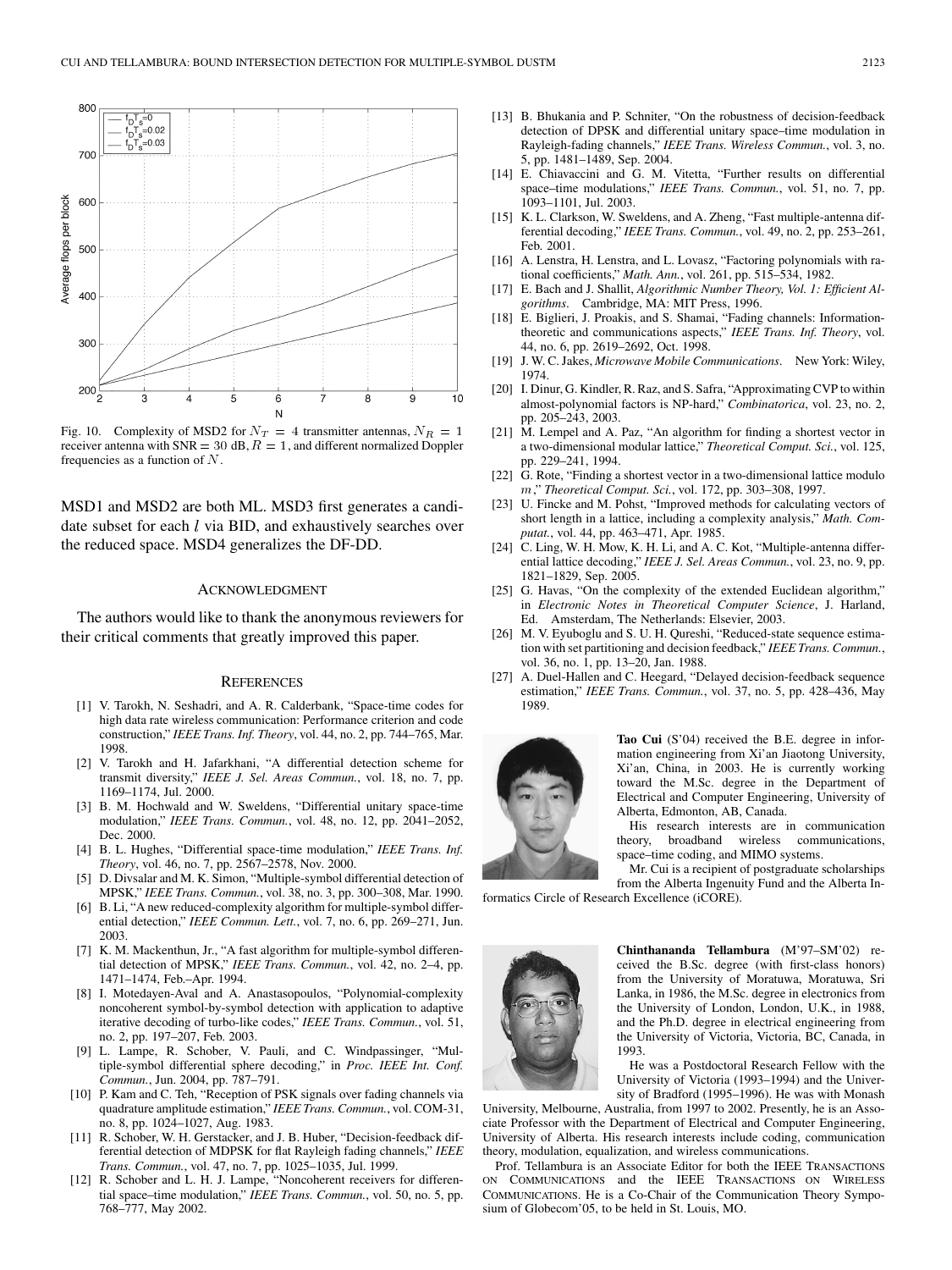800

700

600

500

400

300

200

Average flops per block

2 3 4 5 6 7 8 9 10

N

$f_D T_s=0$

$f_D T_s=0.02$

$f_D T_s=0.03$

Fig. 10. Complexity of MSD2 for $N_T = 4$ transmitter antennas, $N_R = 1$ receiver antenna with SNR = 30 dB, $R = 1$, and different normalized Doppler frequencies as a function of $N$.

MSD1 and MSD2 are both ML. MSD3 first generates a candidate subset for each $l$ via BID, and exhaustively searches over the reduced space. MSD4 generalizes the DF-DD.

## Acknowledgment

The authors would like to thank the anonymous reviewers for their critical comments that greatly improved this paper.

## References

[1] V. Tarokh, N. Seshadri, and A. R. Calderbank, "Space-time codes for high data rate wireless communication: Performance criterion and code construction," *IEEE Trans. Inf. Theory*, vol. 44, no. 2, pp. 744–765, Mar. 1998.

[2] V. Tarokh and H. Jafarkhani, "A differential detection scheme for transmit diversity," *IEEE J. Sel. Areas Commun.*, vol. 18, no. 7, pp. 1169–1174, Jul. 2000.

[3] B. M. Hochwald and W. Sweldens, "Differential unitary space-time modulation," *IEEE Trans. Commun.*, vol. 48, no. 12, pp. 2041–2052, Dec. 2000.

[4] B. L. Hughes, "Differential space-time modulation," *IEEE Trans. Inf. Theory*, vol. 46, no. 7, pp. 2567–2578, Nov. 2000.

[5] D. Divsalar and M. K. Simon, "Multiple-symbol differential detection of MPSK," *IEEE Trans. Commun.*, vol. 38, no. 3, pp. 300–308, Mar. 1990.

[6] B. Li, "A new reduced-complexity algorithm for multiple-symbol differential detection," *IEEE Commun. Lett.*, vol. 7, no. 6, pp. 269–271, Jun. 2003.

[7] K. M. Mackenthun, Jr., "A fast algorithm for multiple-symbol differential detection of MPSK," *IEEE Trans. Commun.*, vol. 42, no. 2–4, pp. 1471–1474, Feb.–Apr. 1994.

[8] I. Motedayen-Aval and A. Anastasopoulos, "Polynomial-complexity noncoherent symbol-by-symbol detection with application to adaptive iterative decoding of turbo-like codes," *IEEE Trans. Commun.*, vol. 51, no. 2, pp. 197–207, Feb. 2003.

[9] L. Lampe, R. Schober, V. Pauli, and C. Windpassinger, "Multiple-symbol differential sphere decoding," in *Proc. IEEE Int. Conf. Commun.*, Jun. 2004, pp. 787–791.

[10] P. Kam and C. Teh, "Reception of PSK signals over fading channels via quadrature amplitude estimation," *IEEE Trans. Commun.*, vol. COM-31, no. 8, pp. 1024–1027, Aug. 1983.

[11] R. Schober, W. H. Gerstacker, and J. B. Huber, "Decision-feedback differential detection of MDPSK for flat Rayleigh fading channels," *IEEE Trans. Commun.*, vol. 47, no. 7, pp. 1025–1035, Jul. 1999.

[12] R. Schober and L. H. J. Lampe, "Noncoherent receivers for differential space–time modulation," *IEEE Trans. Commun.*, vol. 50, no. 5, pp. 768–777, May 2002.

[13] B. Bhukania and P. Schniter, "On the robustness of decision-feedback detection of DPSK and differential unitary space–time modulation in Rayleigh-fading channels," *IEEE Trans. Wireless Commun.*, vol. 3, no. 5, pp. 1481–1489, Sep. 2004.

[14] E. Chiavaccini and G. M. Vitetta, "Further results on differential space–time modulations," *IEEE Trans. Commun.*, vol. 51, no. 7, pp. 1093–1101, Jul. 2003.

[15] K. L. Clarkson, W. Sweldens, and A. Zheng, "Fast multiple-antenna differential decoding," *IEEE Trans. Commun.*, vol. 49, no. 2, pp. 253–261, Feb. 2001.

[16] A. Lenstra, H. Lenstra, and L. Lovasz, "Factoring polynomials with rational coefficients," *Math. Ann.*, vol. 261, pp. 515–534, 1982.

[17] E. Bach and J. Shallit, *Algorithmic Number Theory, Vol. 1: Efficient Algorithms*. Cambridge, MA: MIT Press, 1996.

[18] E. Biglieri, J. Proakis, and S. Shamai, "Fading channels: Information-theoretic and communications aspects," *IEEE Trans. Inf. Theory*, vol. 44, no. 6, pp. 2619–2692, Oct. 1998.

[19] J. W. C. Jakes, *Microwave Mobile Communications*. New York: Wiley, 1974.

[20] I. Dinur, G. Kindler, R. Raz, and S. Safra, "Approximating CVP to within almost-polynomial factors is NP-hard," *Combinatorica*, vol. 23, no. 2, pp. 205–243, 2003.

[21] M. Lempel and A. Paz, "An algorithm for finding a shortest vector in a two-dimensional modular lattice," *Theoretical Comput. Sci.*, vol. 125, pp. 229–241, 1994.

[22] G. Rote, "Finding a shortest vector in a two-dimensional lattice modulo $m$," *Theoretical Comput. Sci.*, vol. 172, pp. 303–308, 1997.

[23] U. Fincke and M. Pohst, "Improved methods for calculating vectors of short length in a lattice, including a complexity analysis," *Math. Computat.*, vol. 44, pp. 463–471, Apr. 1985.

[24] C. Ling, W. H. Mow, K. H. Li, and A. C. Kot, "Multiple-antenna differential lattice decoding," *IEEE J. Sel. Areas Commun.*, vol. 23, no. 9, pp. 1821–1829, Sep. 2005.

[25] G. Havas, "On the complexity of the extended Euclidean algorithm," in *Electronic Notes in Theoretical Computer Science*, J. Harland, Ed. Amsterdam, The Netherlands: Elsevier, 2003.

[26] M. V. Eyuboglu and S. U. H. Qureshi, "Reduced-state sequence estimation with set partitioning and decision feedback," *IEEE Trans. Commun.*, vol. 36, no. 1, pp. 13–20, Jan. 1988.

[27] A. Duel-Hallen and C. Heegard, "Delayed decision-feedback sequence estimation," *IEEE Trans. Commun.*, vol. 37, no. 5, pp. 428–436, May 1989.

**Tao Cui** (S'04) received the B.E. degree in information engineering from Xi'an Jiaotong University, Xi'an, China, in 2003. He is currently working toward the M.Sc. degree in the Department of Electrical and Computer Engineering, University of Alberta, Edmonton, AB, Canada.

His research interests are in communication theory, broadband wireless communications, space–time coding, and MIMO systems.

Mr. Cui is a recipient of postgraduate scholarships from the Alberta Ingenuity Fund and the Alberta Informatics Circle of Research Excellence (iCORE).

**Chinthananda Tellambura** (M'97–SM'02) received the B.Sc. degree (with first-class honors) from the University of Moratuwa, Moratuwa, Sri Lanka, in 1986, the M.Sc. degree in electronics from the University of London, London, U.K., in 1988, and the Ph.D. degree in electrical engineering from the University of Victoria, Victoria, BC, Canada, in 1993.

He was a Postdoctoral Research Fellow with the University of Victoria (1993–1994) and the University of Bradford (1995–1996). He was with Monash University, Melbourne, Australia, from 1997 to 2002. Presently, he is an Associate Professor with the Department of Electrical and Computer Engineering, University of Alberta. His research interests include coding, communication theory, modulation, equalization, and wireless communications.

Prof. Tellambura is an Associate Editor for both the IEEE Transactions on Communications and the IEEE Transactions on Wireless Communications. He is a Co-Chair of the Communication Theory Symposium of Globecom'05, to be held in St. Louis, MO.